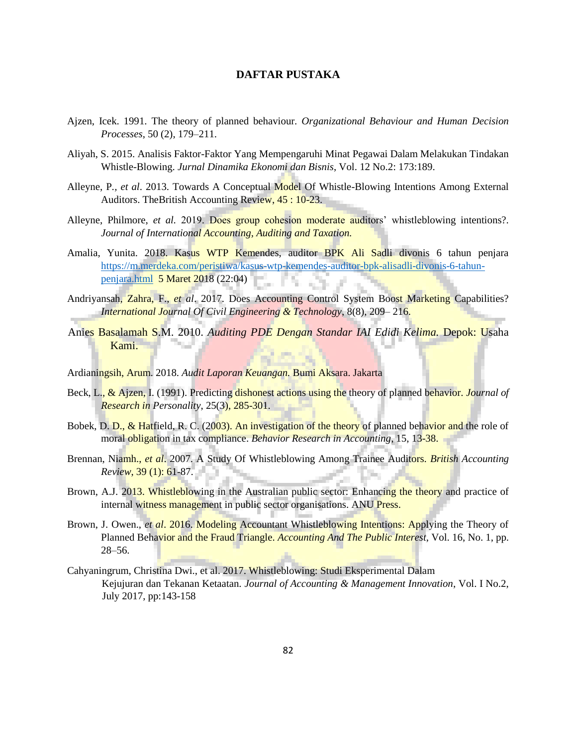# DAFTAR PUSTAKA

Ajzen, Icek. 1991. The theory of planned behaviour. *Organizational Behaviour and Human Decision Processes*, 50 (2), 179–211.

Aliyah, S. 2015. Analisis Faktor-Faktor Yang Mempengaruhi Minat Pegawai Dalam Melakukan Tindakan Whistle-Blowing. *Jurnal Dinamika Ekonomi dan Bisnis*, Vol. 12 No.2: 173:189.

Alleyne, P., *et al*. 2013. Towards A Conceptual Model Of Whistle-Blowing Intentions Among External Auditors. TheBritish Accounting Review, 45 : 10-23.

Alleyne, Philmore, *et al.* 2019. Does group cohesion moderate auditors' whistleblowing intentions?. *Journal of International Accounting, Auditing and Taxation.*

Amalia, Yunita. 2018. Kasus WTP Kemendes, auditor BPK Ali Sadli divonis 6 tahun penjara https://m.merdeka.com/peristiwa/kasus-wtp-kemendes-auditor-bpk-alisadli-divonis-6-tahun-penjara.html 5 Maret 2018 (22:04)

Andriyansah, Zahra, F., *et al*. 2017. Does Accounting Control System Boost Marketing Capabilities? *International Journal Of Civil Engineering & Technology*, 8(8), 209– 216.

Anies Basalamah S.M. 2010. *Auditing PDE Dengan Standar IAI Edidi Kelima.* Depok: Usaha Kami.

Ardianingsih, Arum. 2018. *Audit Laporan Keuangan.* Bumi Aksara. Jakarta

Beck, L., & Ajzen, I. (1991). Predicting dishonest actions using the theory of planned behavior. *Journal of Research in Personality*, 25(3), 285-301.

Bobek, D. D., & Hatfield, R. C. (2003). An investigation of the theory of planned behavior and the role of moral obligation in tax compliance. *Behavior Research in Accounting*, 15, 13-38.

Brennan, Niamh., *et al*. 2007. A Study Of Whistleblowing Among Trainee Auditors. *British Accounting Review*, 39 (1): 61-87.

Brown, A.J. 2013. Whistleblowing in the Australian public sector: Enhancing the theory and practice of internal witness management in public sector organisations. ANU Press.

Brown, J. Owen., *et al*. 2016. Modeling Accountant Whistleblowing Intentions: Applying the Theory of Planned Behavior and the Fraud Triangle. *Accounting And The Public Interest*, Vol. 16, No. 1, pp. 28–56.

Cahyaningrum, Christina Dwi., et al. 2017. Whistleblowing: Studi Eksperimental Dalam Kejujuran dan Tekanan Ketaatan. *Journal of Accounting & Management Innovation*, Vol. I No.2, July 2017, pp:143-158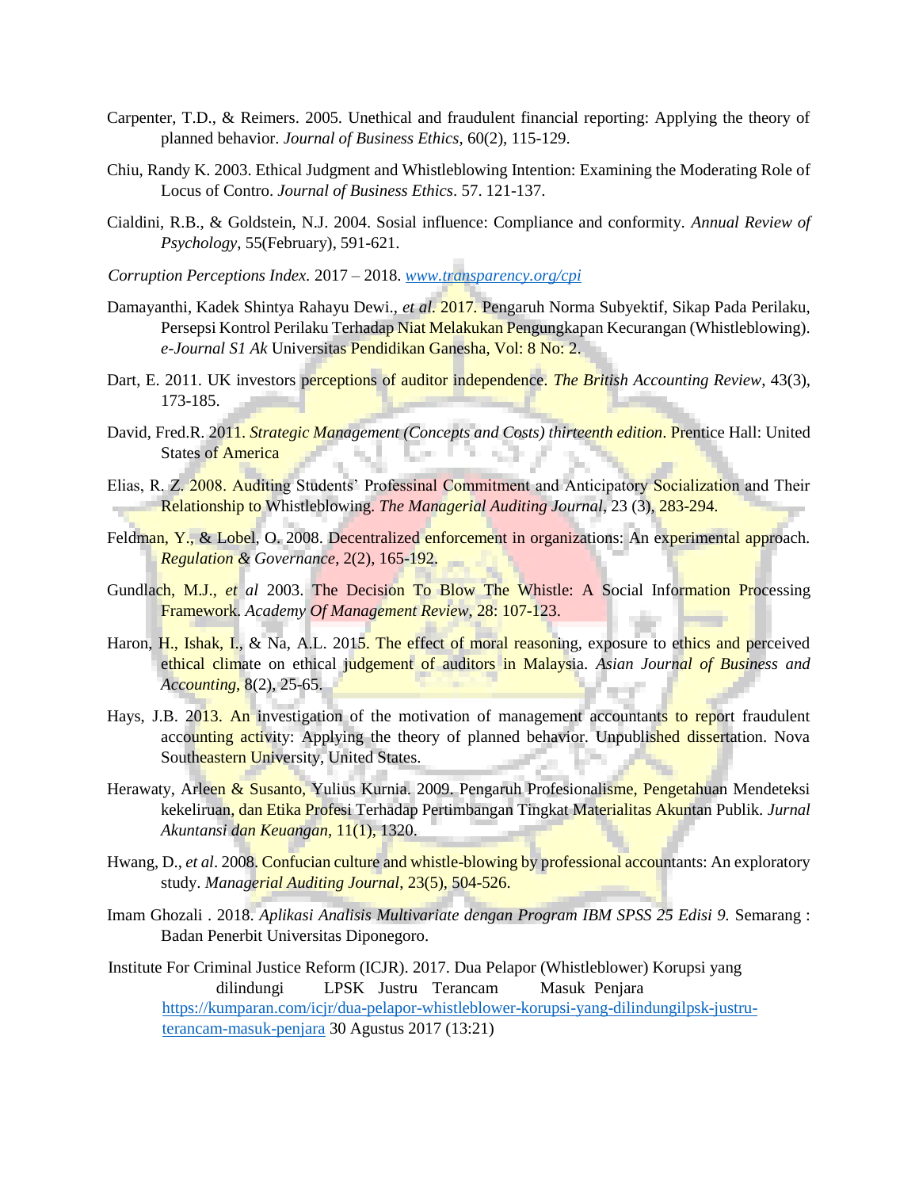Carpenter, T.D., & Reimers. 2005. Unethical and fraudulent financial reporting: Applying the theory of planned behavior. *Journal of Business Ethics*, 60(2), 115-129.

Chiu, Randy K. 2003. Ethical Judgment and Whistleblowing Intention: Examining the Moderating Role of Locus of Contro. *Journal of Business Ethics*. 57. 121-137.

Cialdini, R.B., & Goldstein, N.J. 2004. Sosial influence: Compliance and conformity. *Annual Review of Psychology*, 55(February), 591-621.

*Corruption Perceptions Index*. 2017 – 2018. [www.transparency.org/cpi](www.transparency.org/cpi)

Damayanthi, Kadek Shintya Rahayu Dewi., *et al*. 2017. Pengaruh Norma Subyektif, Sikap Pada Perilaku, Persepsi Kontrol Perilaku Terhadap Niat Melakukan Pengungkapan Kecurangan (Whistleblowing). *e-Journal S1 Ak* Universitas Pendidikan Ganesha, Vol: 8 No: 2.

Dart, E. 2011. UK investors perceptions of auditor independence. *The British Accounting Review*, 43(3), 173-185.

David, Fred.R. 2011. *Strategic Management (Concepts and Costs) thirteenth edition*. Prentice Hall: United States of America

Elias, R. Z. 2008. Auditing Students' Professinal Commitment and Anticipatory Socialization and Their Relationship to Whistleblowing. *The Managerial Auditing Journal*, 23 (3), 283-294.

Feldman, Y., & Lobel, O. 2008. Decentralized enforcement in organizations: An experimental approach. *Regulation & Governance*, 2(2), 165-192.

Gundlach, M.J., *et al* 2003. The Decision To Blow The Whistle: A Social Information Processing Framework. *Academy Of Management Review*, 28: 107-123.

Haron, H., Ishak, I., & Na, A.L. 2015. The effect of moral reasoning, exposure to ethics and perceived ethical climate on ethical judgement of auditors in Malaysia. *Asian Journal of Business and Accounting*, 8(2), 25-65.

Hays, J.B. 2013. An investigation of the motivation of management accountants to report fraudulent accounting activity: Applying the theory of planned behavior. Unpublished dissertation. Nova Southeastern University, United States.

Herawaty, Arleen & Susanto, Yulius Kurnia. 2009. Pengaruh Profesionalisme, Pengetahuan Mendeteksi kekeliruan, dan Etika Profesi Terhadap Pertimbangan Tingkat Materialitas Akuntan Publik. *Jurnal Akuntansi dan Keuangan*, 11(1), 1320.

Hwang, D., *et al*. 2008. Confucian culture and whistle-blowing by professional accountants: An exploratory study. *Managerial Auditing Journal*, 23(5), 504-526.

Imam Ghozali . 2018. *Aplikasi Analisis Multivariate dengan Program IBM SPSS 25 Edisi 9.* Semarang : Badan Penerbit Universitas Diponegoro.

Institute For Criminal Justice Reform (ICJR). 2017. Dua Pelapor (Whistleblower) Korupsi yang dilindungi LPSK Justru Terancam Masuk Penjara [https://kumparan.com/icjr/dua-pelapor-whistleblower-korupsi-yang-dilindungilpsk-justru-terancam-masuk-penjara](https://kumparan.com/icjr/dua-pelapor-whistleblower-korupsi-yang-dilindungilpsk-justru-terancam-masuk-penjara) 30 Agustus 2017 (13:21)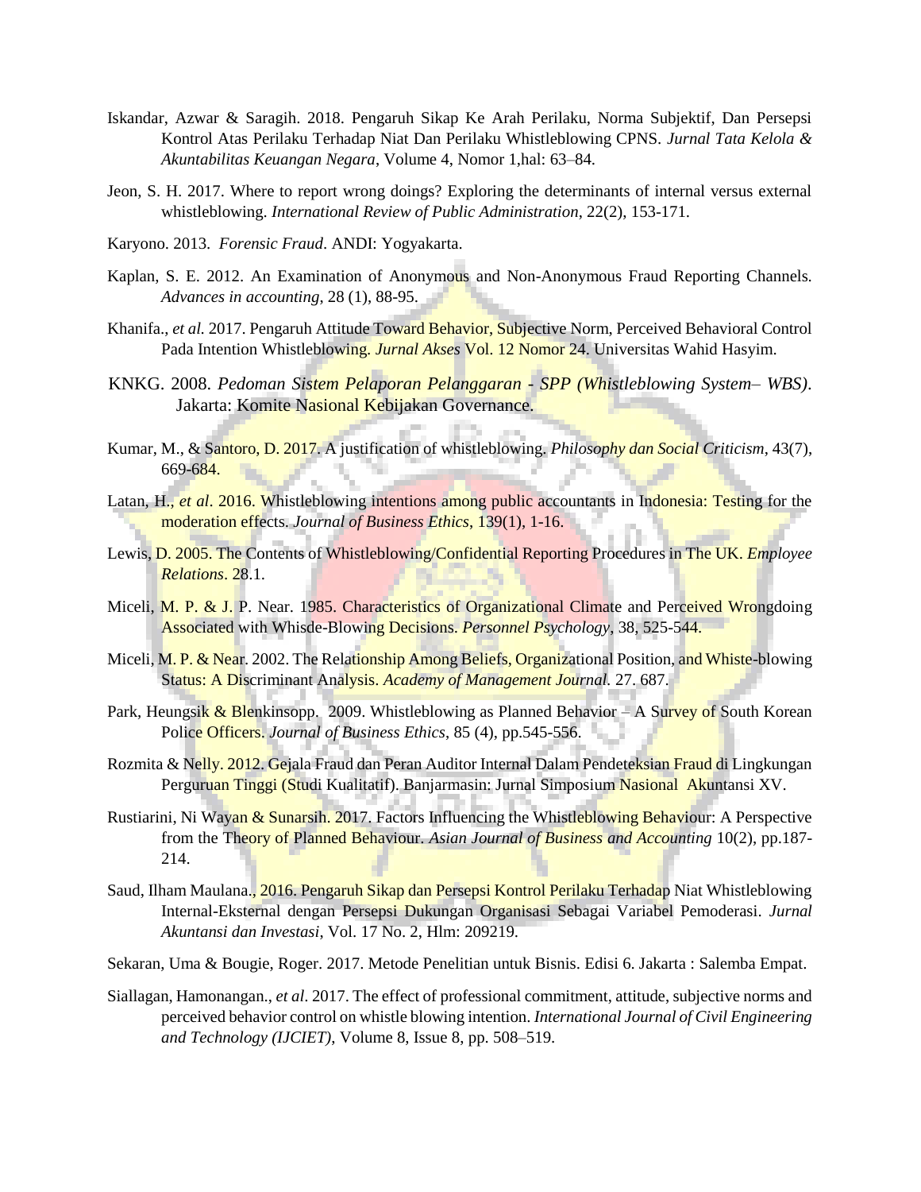Iskandar, Azwar & Saragih. 2018. Pengaruh Sikap Ke Arah Perilaku, Norma Subjektif, Dan Persepsi Kontrol Atas Perilaku Terhadap Niat Dan Perilaku Whistleblowing CPNS. *Jurnal Tata Kelola & Akuntabilitas Keuangan Negara*, Volume 4, Nomor 1,hal: 63–84.

Jeon, S. H. 2017. Where to report wrong doings? Exploring the determinants of internal versus external whistleblowing. *International Review of Public Administration*, 22(2), 153-171.

Karyono. 2013. *Forensic Fraud*. ANDI: Yogyakarta.

Kaplan, S. E. 2012. An Examination of Anonymous and Non-Anonymous Fraud Reporting Channels. *Advances in accounting*, 28 (1), 88-95.

Khanifa., *et al.* 2017. Pengaruh Attitude Toward Behavior, Subjective Norm, Perceived Behavioral Control Pada Intention Whistleblowing. *Jurnal Akses* Vol. 12 Nomor 24. Universitas Wahid Hasyim.

KNKG. 2008. *Pedoman Sistem Pelaporan Pelanggaran - SPP (Whistleblowing System– WBS)*. Jakarta: Komite Nasional Kebijakan Governance.

Kumar, M., & Santoro, D. 2017. A justification of whistleblowing. *Philosophy dan Social Criticism*, 43(7), 669-684.

Latan, H., *et al*. 2016. Whistleblowing intentions among public accountants in Indonesia: Testing for the moderation effects. *Journal of Business Ethics*, 139(1), 1-16.

Lewis, D. 2005. The Contents of Whistleblowing/Confidential Reporting Procedures in The UK. *Employee Relations*. 28.1.

Miceli, M. P. & J. P. Near. 1985. Characteristics of Organizational Climate and Perceived Wrongdoing Associated with Whisde-Blowing Decisions. *Personnel Psychology*, 38, 525-544.

Miceli, M. P. & Near. 2002. The Relationship Among Beliefs, Organizational Position, and Whiste-blowing Status: A Discriminant Analysis. *Academy of Management Journal.* 27. 687.

Park, Heungsik & Blenkinsopp. 2009. Whistleblowing as Planned Behavior – A Survey of South Korean Police Officers. *Journal of Business Ethics*, 85 (4), pp.545-556.

Rozmita & Nelly. 2012. Gejala Fraud dan Peran Auditor Internal Dalam Pendeteksian Fraud di Lingkungan Perguruan Tinggi (Studi Kualitatif). Banjarmasin: Jurnal Simposium Nasional Akuntansi XV.

Rustiarini, Ni Wayan & Sunarsih. 2017. Factors Influencing the Whistleblowing Behaviour: A Perspective from the Theory of Planned Behaviour. *Asian Journal of Business and Accounting* 10(2), pp.187-214.

Saud, Ilham Maulana., 2016. Pengaruh Sikap dan Persepsi Kontrol Perilaku Terhadap Niat Whistleblowing Internal-Eksternal dengan Persepsi Dukungan Organisasi Sebagai Variabel Pemoderasi. *Jurnal Akuntansi dan Investasi*, Vol. 17 No. 2, Hlm: 209219.

Sekaran, Uma & Bougie, Roger. 2017. Metode Penelitian untuk Bisnis. Edisi 6. Jakarta : Salemba Empat.

Siallagan, Hamonangan., *et al*. 2017. The effect of professional commitment, attitude, subjective norms and perceived behavior control on whistle blowing intention. *International Journal of Civil Engineering and Technology (IJCIET)*, Volume 8, Issue 8, pp. 508–519.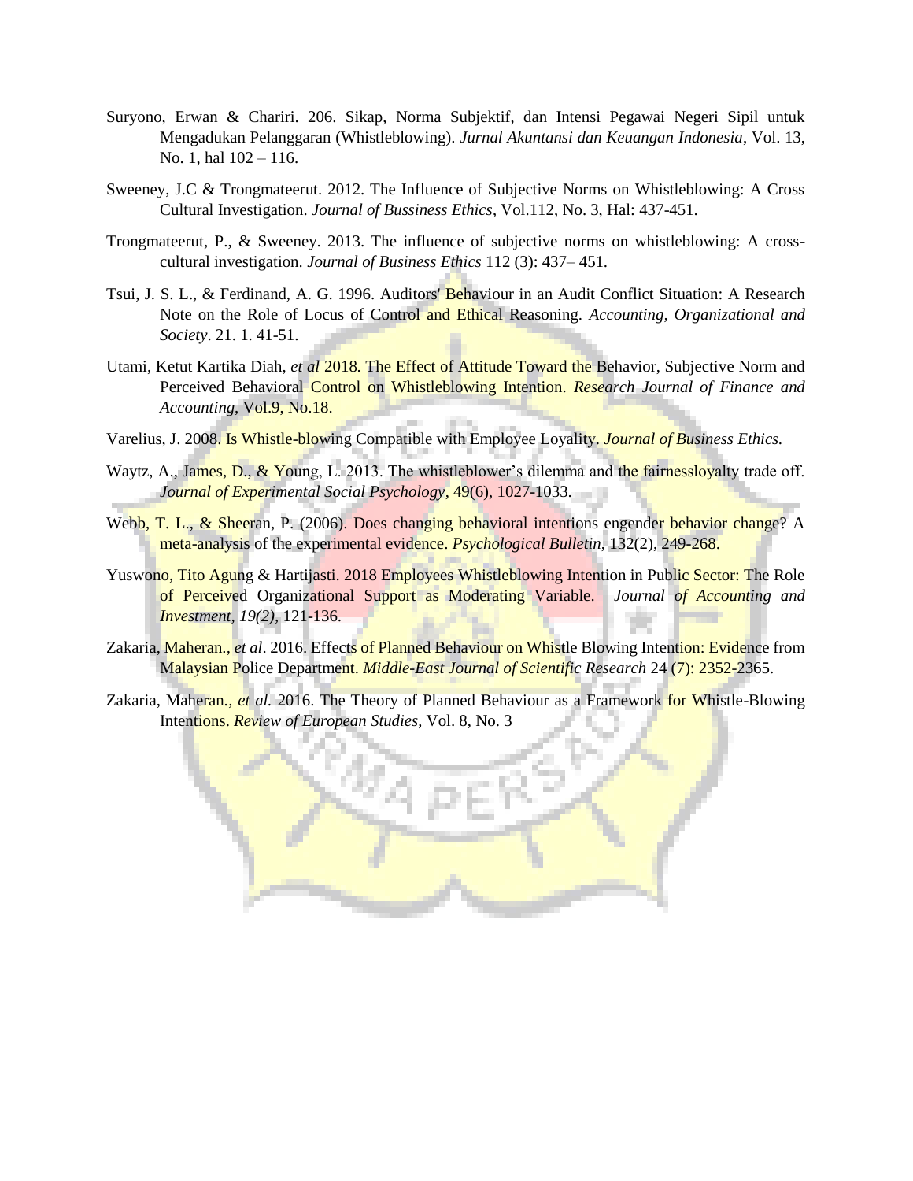Suryono, Erwan & Chariri. 206. Sikap, Norma Subjektif, dan Intensi Pegawai Negeri Sipil untuk Mengadukan Pelanggaran (Whistleblowing). *Jurnal Akuntansi dan Keuangan Indonesia*, Vol. 13, No. 1, hal 102 – 116.

Sweeney, J.C & Trongmateerut. 2012. The Influence of Subjective Norms on Whistleblowing: A Cross Cultural Investigation. *Journal of Bussiness Ethics*, Vol.112, No. 3, Hal: 437-451.

Trongmateerut, P., & Sweeney. 2013. The influence of subjective norms on whistleblowing: A cross-cultural investigation. *Journal of Business Ethics* 112 (3): 437– 451.

Tsui, J. S. L., & Ferdinand, A. G. 1996. Auditors' Behaviour in an Audit Conflict Situation: A Research Note on the Role of Locus of Control and Ethical Reasoning. *Accounting, Organizational and Society*. 21. 1. 41-51.

Utami, Ketut Kartika Diah, *et al* 2018. The Effect of Attitude Toward the Behavior, Subjective Norm and Perceived Behavioral Control on Whistleblowing Intention. *Research Journal of Finance and Accounting*, Vol.9, No.18.

Varelius, J. 2008. Is Whistle-blowing Compatible with Employee Loyalty. *Journal of Business Ethics.*

Waytz, A., James, D., & Young, L. 2013. The whistleblower's dilemma and the fairnessloyalty trade off. *Journal of Experimental Social Psychology*, 49(6), 1027-1033.

Webb, T. L., & Sheeran, P. (2006). Does changing behavioral intentions engender behavior change? A meta-analysis of the experimental evidence. *Psychological Bulletin*, 132(2), 249-268.

Yuswono, Tito Agung & Hartijasti. 2018 Employees Whistleblowing Intention in Public Sector: The Role of Perceived Organizational Support as Moderating Variable. *Journal of Accounting and Investment, 19(2),* 121-136.

Zakaria, Maheran., *et al*. 2016. Effects of Planned Behaviour on Whistle Blowing Intention: Evidence from Malaysian Police Department. *Middle-East Journal of Scientific Research* 24 (7): 2352-2365.

Zakaria, Maheran., *et al.* 2016. The Theory of Planned Behaviour as a Framework for Whistle-Blowing Intentions. *Review of European Studies*, Vol. 8, No. 3